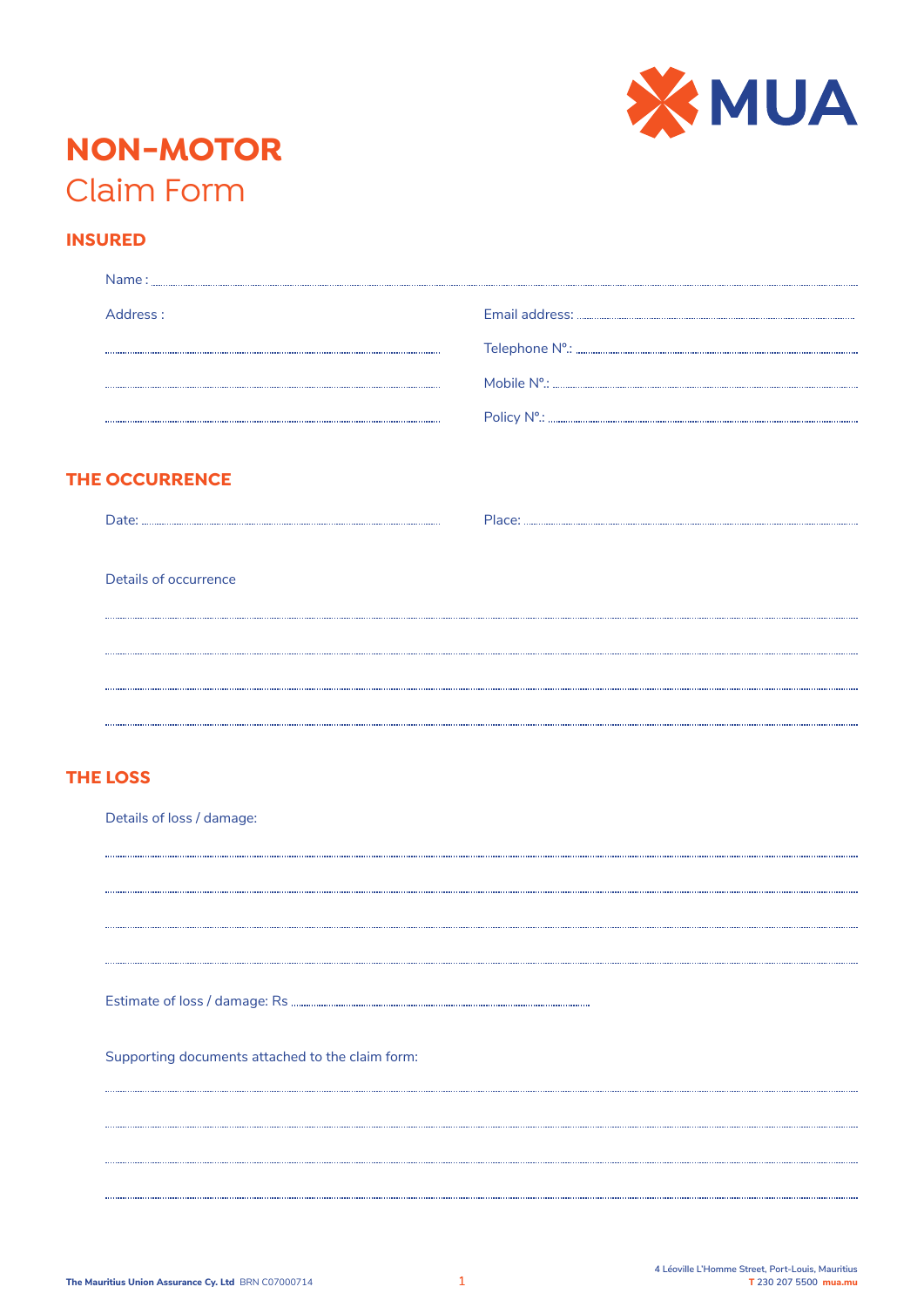MUA

# NON-MOTOR
## Claim Form

### INSURED

Name : ..........................................................................................................................................

Address : ..........................................................................................................................................

..........................................................................................................................................

..........................................................................................................................................

..........................................................................................................................................

Email address: ..........................................................................................................................................

Telephone N°.: ..........................................................................................................................................

Mobile N°.: ..........................................................................................................................................

Policy N°.: ..........................................................................................................................................

### THE OCCURRENCE

Date: ..........................................................................................................................................

Place: ..........................................................................................................................................

Details of occurrence

..........................................................................................................................................

..........................................................................................................................................

..........................................................................................................................................

..........................................................................................................................................

### THE LOSS

Details of loss / damage:

..........................................................................................................................................

..........................................................................................................................................

..........................................................................................................................................

..........................................................................................................................................

Estimate of loss / damage: Rs ..........................................................................................................................................

Supporting documents attached to the claim form:

..........................................................................................................................................

..........................................................................................................................................

..........................................................................................................................................

..........................................................................................................................................

**The Mauritius Union Assurance Cy. Ltd** BRN C07000714

4 Léoville L'Homme Street, Port-Louis, Mauritius
T 230 207 5500 mua.mu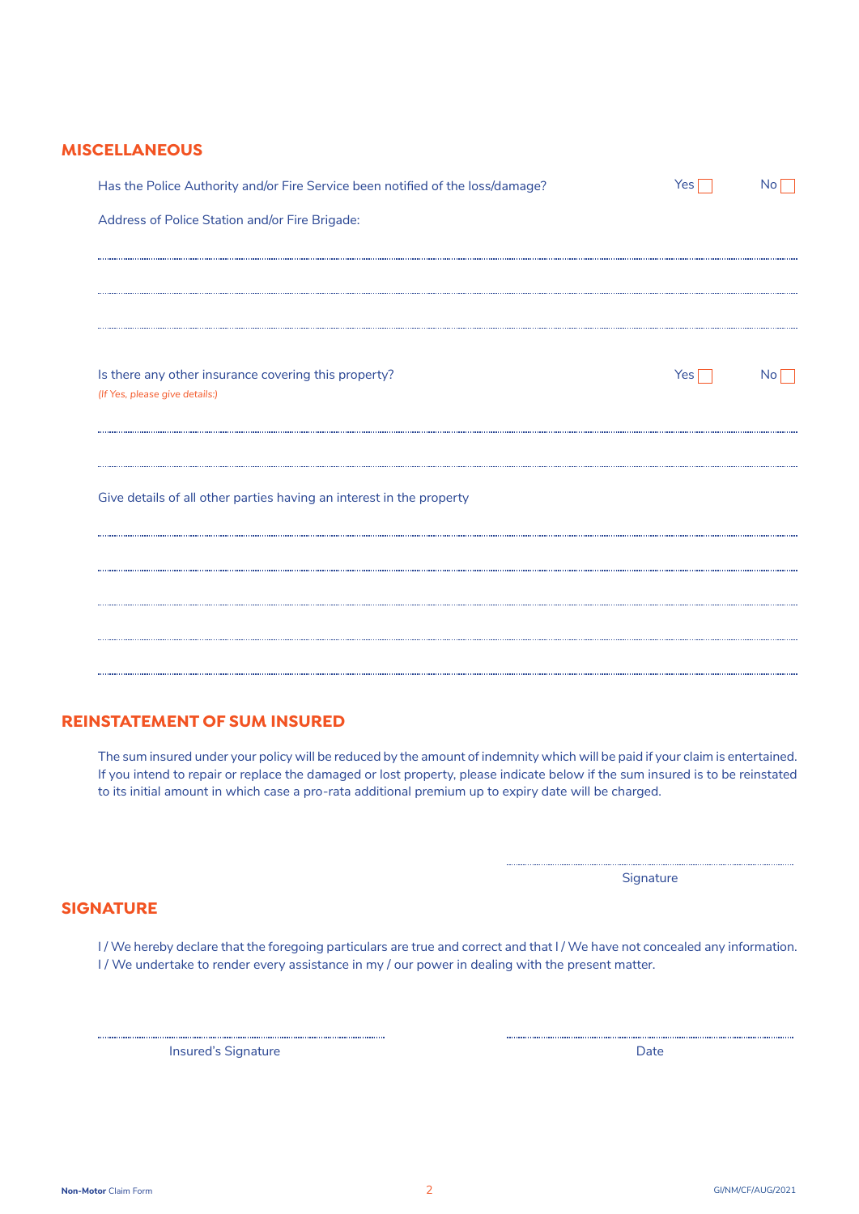## MISCELLANEOUS

Has the Police Authority and/or Fire Service been notified of the loss/damage? Yes ☐ No ☐

Address of Police Station and/or Fire Brigade:

..............................................................................................................................

..............................................................................................................................

..............................................................................................................................

Is there any other insurance covering this property? Yes ☐ No ☐

*(If Yes, please give details:)*

..............................................................................................................................

..............................................................................................................................

Give details of all other parties having an interest in the property

..............................................................................................................................

..............................................................................................................................

..............................................................................................................................

..............................................................................................................................

..............................................................................................................................

## REINSTATEMENT OF SUM INSURED

The sum insured under your policy will be reduced by the amount of indemnity which will be paid if your claim is entertained. If you intend to repair or replace the damaged or lost property, please indicate below if the sum insured is to be reinstated to its initial amount in which case a pro-rata additional premium up to expiry date will be charged.

..............................................................

Signature

## SIGNATURE

I / We hereby declare that the foregoing particulars are true and correct and that I / We have not concealed any information. I / We undertake to render every assistance in my / our power in dealing with the present matter.

.............................................................. ..............................................................

Insured's Signature Date